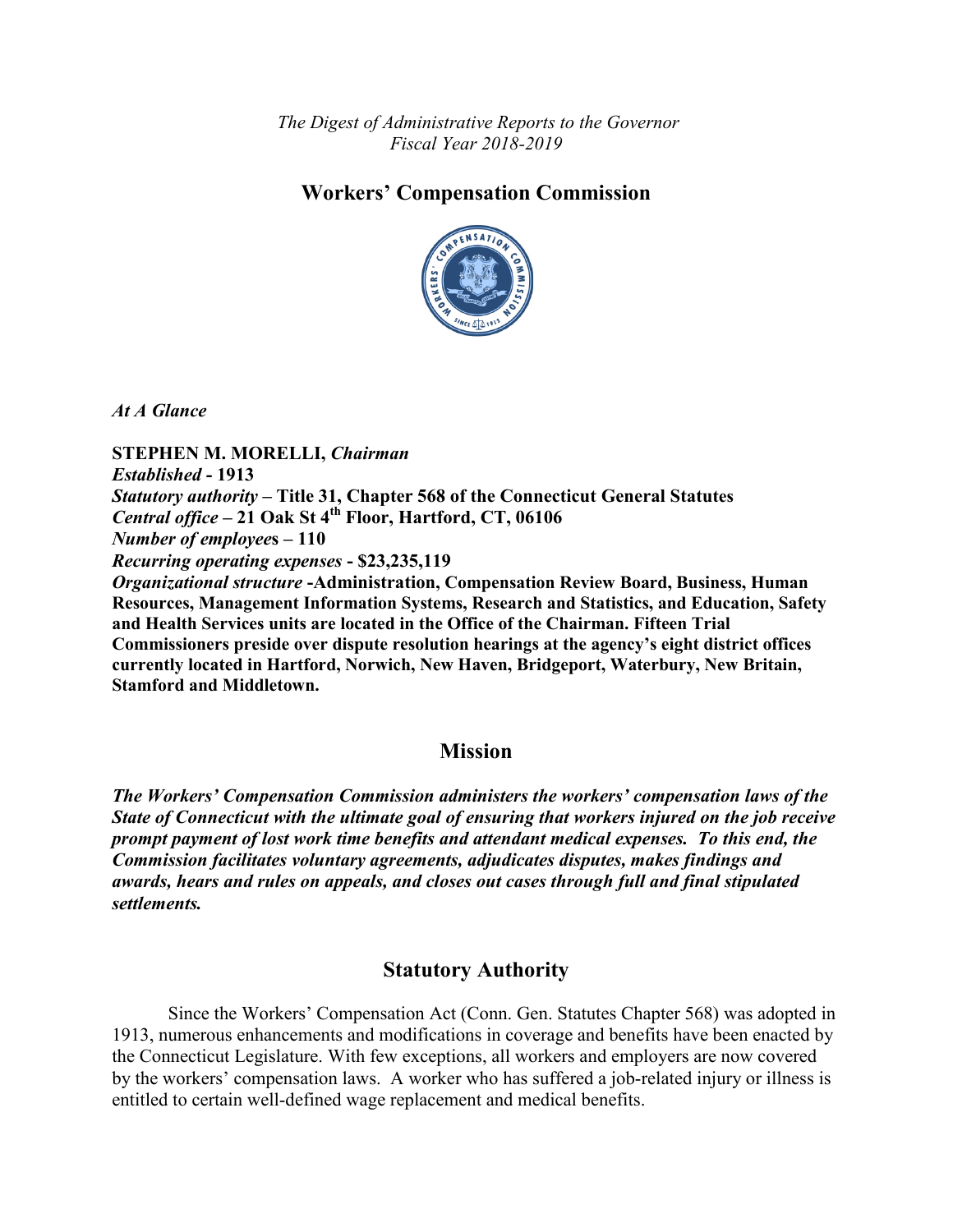*The Digest of Administrative Reports to the Governor*
*Fiscal Year 2018-2019*

# Workers' Compensation Commission

***At A Glance***

**STEPHEN M. MORELLI,** ***Chairman***
***Established*** **- 1913**
***Statutory authority*** **– Title 31, Chapter 568 of the Connecticut General Statutes**
***Central office*** **– 21 Oak St 4th Floor, Hartford, CT, 06106**
***Number of employees*** **– 110**
***Recurring operating expenses*** **- $23,235,119**
***Organizational structure*** **-Administration, Compensation Review Board, Business, Human Resources, Management Information Systems, Research and Statistics, and Education, Safety and Health Services units are located in the Office of the Chairman. Fifteen Trial Commissioners preside over dispute resolution hearings at the agency's eight district offices currently located in Hartford, Norwich, New Haven, Bridgeport, Waterbury, New Britain, Stamford and Middletown.**

## Mission

***The Workers' Compensation Commission administers the workers' compensation laws of the State of Connecticut with the ultimate goal of ensuring that workers injured on the job receive prompt payment of lost work time benefits and attendant medical expenses. To this end, the Commission facilitates voluntary agreements, adjudicates disputes, makes findings and awards, hears and rules on appeals, and closes out cases through full and final stipulated settlements.***

## Statutory Authority

Since the Workers' Compensation Act (Conn. Gen. Statutes Chapter 568) was adopted in 1913, numerous enhancements and modifications in coverage and benefits have been enacted by the Connecticut Legislature. With few exceptions, all workers and employers are now covered by the workers' compensation laws. A worker who has suffered a job-related injury or illness is entitled to certain well-defined wage replacement and medical benefits.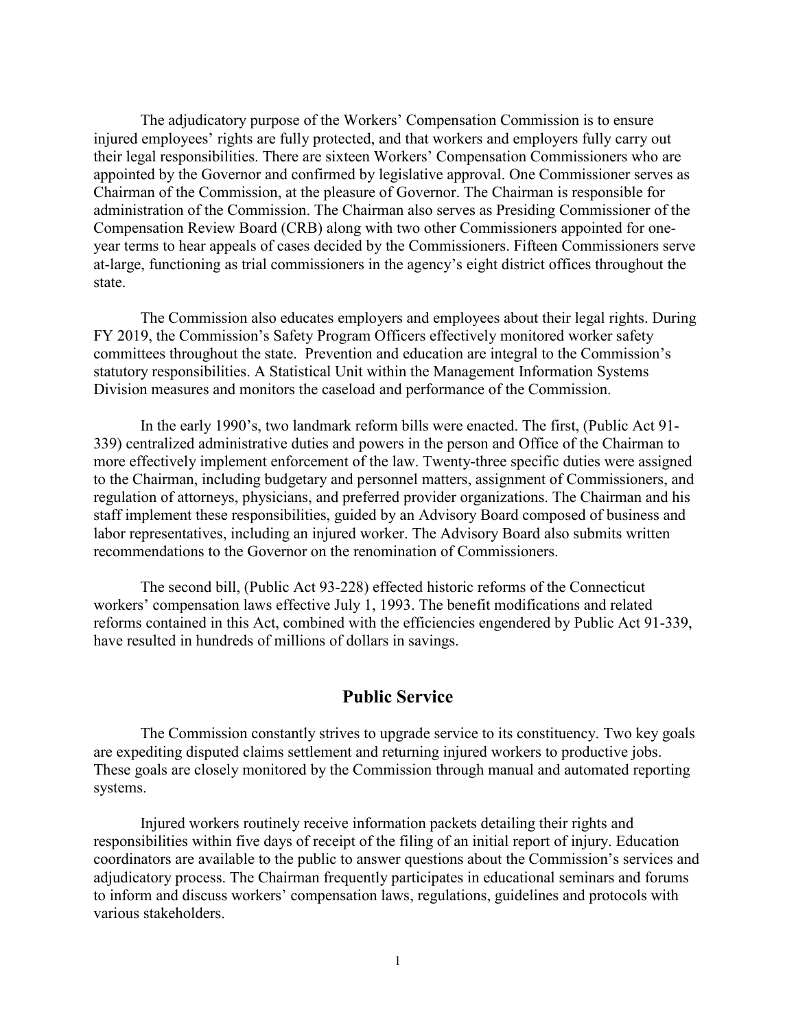The adjudicatory purpose of the Workers' Compensation Commission is to ensure injured employees' rights are fully protected, and that workers and employers fully carry out their legal responsibilities. There are sixteen Workers' Compensation Commissioners who are appointed by the Governor and confirmed by legislative approval. One Commissioner serves as Chairman of the Commission, at the pleasure of Governor. The Chairman is responsible for administration of the Commission. The Chairman also serves as Presiding Commissioner of the Compensation Review Board (CRB) along with two other Commissioners appointed for one-year terms to hear appeals of cases decided by the Commissioners. Fifteen Commissioners serve at-large, functioning as trial commissioners in the agency's eight district offices throughout the state.

The Commission also educates employers and employees about their legal rights. During FY 2019, the Commission's Safety Program Officers effectively monitored worker safety committees throughout the state. Prevention and education are integral to the Commission's statutory responsibilities. A Statistical Unit within the Management Information Systems Division measures and monitors the caseload and performance of the Commission.

In the early 1990's, two landmark reform bills were enacted. The first, (Public Act 91-339) centralized administrative duties and powers in the person and Office of the Chairman to more effectively implement enforcement of the law. Twenty-three specific duties were assigned to the Chairman, including budgetary and personnel matters, assignment of Commissioners, and regulation of attorneys, physicians, and preferred provider organizations. The Chairman and his staff implement these responsibilities, guided by an Advisory Board composed of business and labor representatives, including an injured worker. The Advisory Board also submits written recommendations to the Governor on the renomination of Commissioners.

The second bill, (Public Act 93-228) effected historic reforms of the Connecticut workers' compensation laws effective July 1, 1993. The benefit modifications and related reforms contained in this Act, combined with the efficiencies engendered by Public Act 91-339, have resulted in hundreds of millions of dollars in savings.

## Public Service

The Commission constantly strives to upgrade service to its constituency. Two key goals are expediting disputed claims settlement and returning injured workers to productive jobs. These goals are closely monitored by the Commission through manual and automated reporting systems.

Injured workers routinely receive information packets detailing their rights and responsibilities within five days of receipt of the filing of an initial report of injury. Education coordinators are available to the public to answer questions about the Commission's services and adjudicatory process. The Chairman frequently participates in educational seminars and forums to inform and discuss workers' compensation laws, regulations, guidelines and protocols with various stakeholders.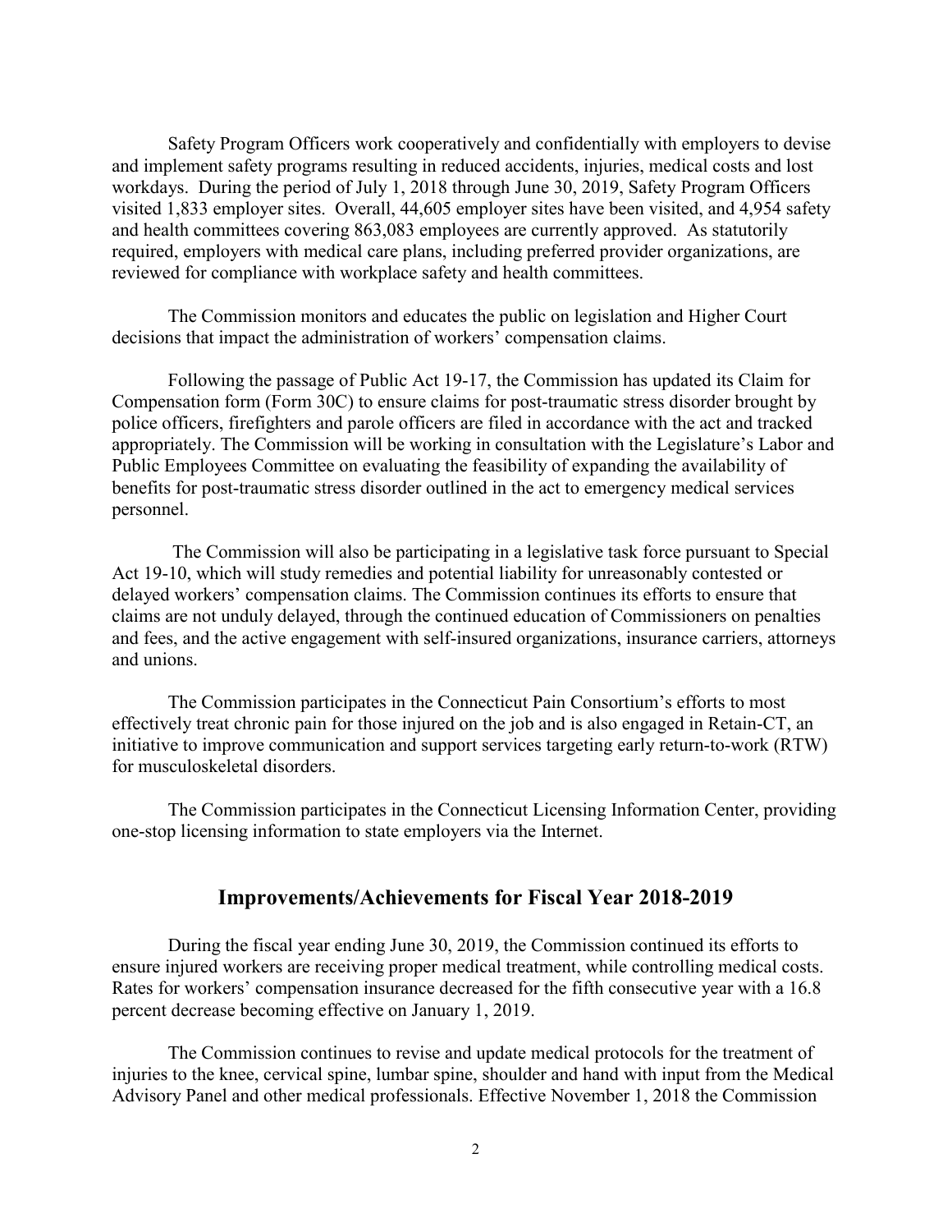Safety Program Officers work cooperatively and confidentially with employers to devise and implement safety programs resulting in reduced accidents, injuries, medical costs and lost workdays. During the period of July 1, 2018 through June 30, 2019, Safety Program Officers visited 1,833 employer sites. Overall, 44,605 employer sites have been visited, and 4,954 safety and health committees covering 863,083 employees are currently approved. As statutorily required, employers with medical care plans, including preferred provider organizations, are reviewed for compliance with workplace safety and health committees.

The Commission monitors and educates the public on legislation and Higher Court decisions that impact the administration of workers' compensation claims.

Following the passage of Public Act 19-17, the Commission has updated its Claim for Compensation form (Form 30C) to ensure claims for post-traumatic stress disorder brought by police officers, firefighters and parole officers are filed in accordance with the act and tracked appropriately. The Commission will be working in consultation with the Legislature's Labor and Public Employees Committee on evaluating the feasibility of expanding the availability of benefits for post-traumatic stress disorder outlined in the act to emergency medical services personnel.

The Commission will also be participating in a legislative task force pursuant to Special Act 19-10, which will study remedies and potential liability for unreasonably contested or delayed workers' compensation claims. The Commission continues its efforts to ensure that claims are not unduly delayed, through the continued education of Commissioners on penalties and fees, and the active engagement with self-insured organizations, insurance carriers, attorneys and unions.

The Commission participates in the Connecticut Pain Consortium's efforts to most effectively treat chronic pain for those injured on the job and is also engaged in Retain-CT, an initiative to improve communication and support services targeting early return-to-work (RTW) for musculoskeletal disorders.

The Commission participates in the Connecticut Licensing Information Center, providing one-stop licensing information to state employers via the Internet.

## Improvements/Achievements for Fiscal Year 2018-2019

During the fiscal year ending June 30, 2019, the Commission continued its efforts to ensure injured workers are receiving proper medical treatment, while controlling medical costs. Rates for workers' compensation insurance decreased for the fifth consecutive year with a 16.8 percent decrease becoming effective on January 1, 2019.

The Commission continues to revise and update medical protocols for the treatment of injuries to the knee, cervical spine, lumbar spine, shoulder and hand with input from the Medical Advisory Panel and other medical professionals. Effective November 1, 2018 the Commission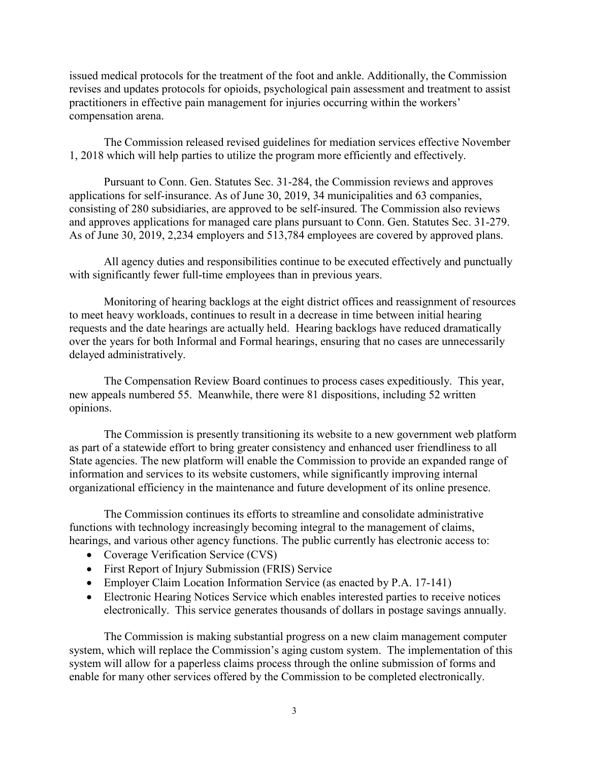issued medical protocols for the treatment of the foot and ankle. Additionally, the Commission revises and updates protocols for opioids, psychological pain assessment and treatment to assist practitioners in effective pain management for injuries occurring within the workers' compensation arena.

The Commission released revised guidelines for mediation services effective November 1, 2018 which will help parties to utilize the program more efficiently and effectively.

Pursuant to Conn. Gen. Statutes Sec. 31-284, the Commission reviews and approves applications for self-insurance. As of June 30, 2019, 34 municipalities and 63 companies, consisting of 280 subsidiaries, are approved to be self-insured. The Commission also reviews and approves applications for managed care plans pursuant to Conn. Gen. Statutes Sec. 31-279. As of June 30, 2019, 2,234 employers and 513,784 employees are covered by approved plans.

All agency duties and responsibilities continue to be executed effectively and punctually with significantly fewer full-time employees than in previous years.

Monitoring of hearing backlogs at the eight district offices and reassignment of resources to meet heavy workloads, continues to result in a decrease in time between initial hearing requests and the date hearings are actually held. Hearing backlogs have reduced dramatically over the years for both Informal and Formal hearings, ensuring that no cases are unnecessarily delayed administratively.

The Compensation Review Board continues to process cases expeditiously. This year, new appeals numbered 55. Meanwhile, there were 81 dispositions, including 52 written opinions.

The Commission is presently transitioning its website to a new government web platform as part of a statewide effort to bring greater consistency and enhanced user friendliness to all State agencies. The new platform will enable the Commission to provide an expanded range of information and services to its website customers, while significantly improving internal organizational efficiency in the maintenance and future development of its online presence.

The Commission continues its efforts to streamline and consolidate administrative functions with technology increasingly becoming integral to the management of claims, hearings, and various other agency functions. The public currently has electronic access to:

- Coverage Verification Service (CVS)
- First Report of Injury Submission (FRIS) Service
- Employer Claim Location Information Service (as enacted by P.A. 17-141)
- Electronic Hearing Notices Service which enables interested parties to receive notices electronically. This service generates thousands of dollars in postage savings annually.

The Commission is making substantial progress on a new claim management computer system, which will replace the Commission's aging custom system. The implementation of this system will allow for a paperless claims process through the online submission of forms and enable for many other services offered by the Commission to be completed electronically.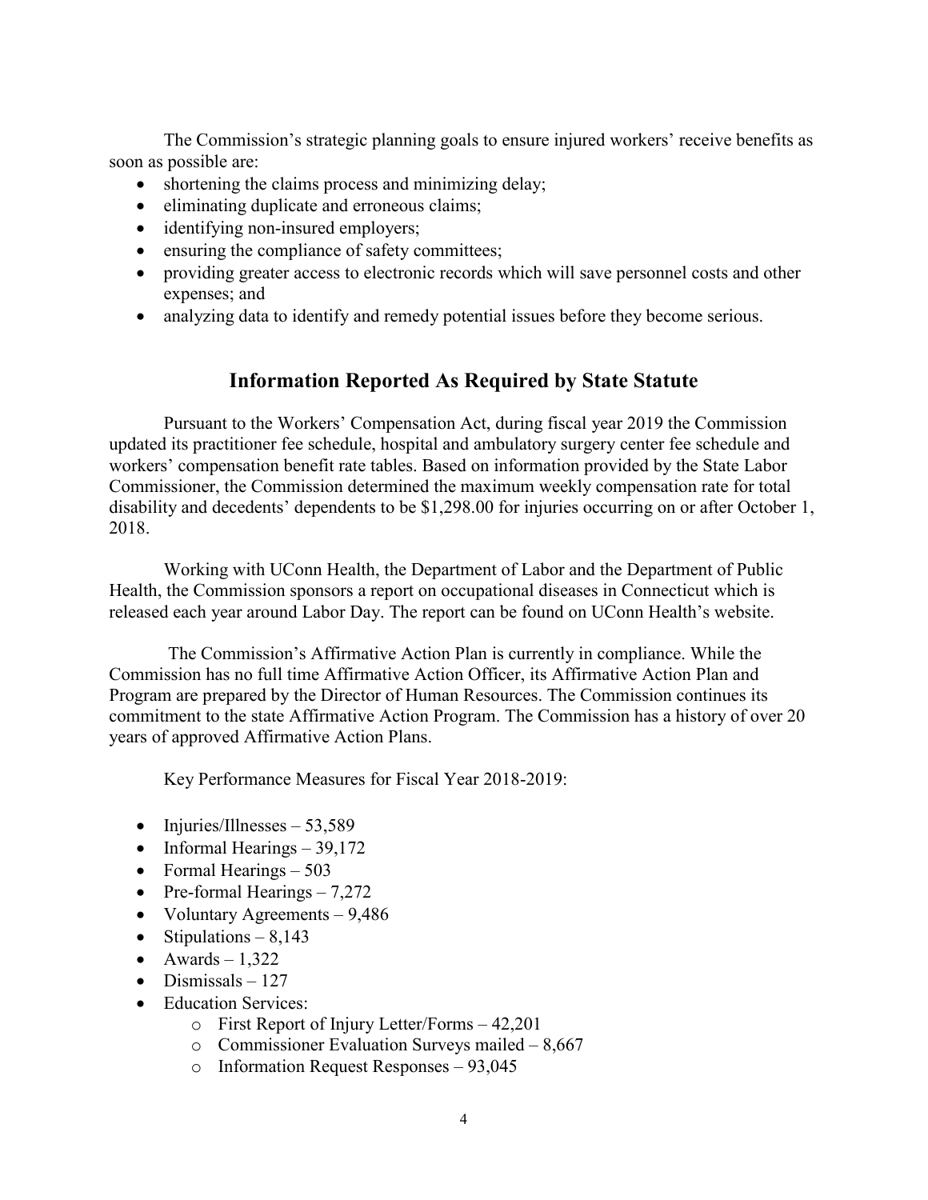The Commission's strategic planning goals to ensure injured workers' receive benefits as soon as possible are:

- shortening the claims process and minimizing delay;
- eliminating duplicate and erroneous claims;
- identifying non-insured employers;
- ensuring the compliance of safety committees;
- providing greater access to electronic records which will save personnel costs and other expenses; and
- analyzing data to identify and remedy potential issues before they become serious.

## Information Reported As Required by State Statute

Pursuant to the Workers' Compensation Act, during fiscal year 2019 the Commission updated its practitioner fee schedule, hospital and ambulatory surgery center fee schedule and workers' compensation benefit rate tables. Based on information provided by the State Labor Commissioner, the Commission determined the maximum weekly compensation rate for total disability and decedents' dependents to be $1,298.00 for injuries occurring on or after October 1, 2018.

Working with UConn Health, the Department of Labor and the Department of Public Health, the Commission sponsors a report on occupational diseases in Connecticut which is released each year around Labor Day. The report can be found on UConn Health's website.

The Commission's Affirmative Action Plan is currently in compliance. While the Commission has no full time Affirmative Action Officer, its Affirmative Action Plan and Program are prepared by the Director of Human Resources. The Commission continues its commitment to the state Affirmative Action Program. The Commission has a history of over 20 years of approved Affirmative Action Plans.

Key Performance Measures for Fiscal Year 2018-2019:

- Injuries/Illnesses – 53,589
- Informal Hearings – 39,172
- Formal Hearings – 503
- Pre-formal Hearings – 7,272
- Voluntary Agreements – 9,486
- Stipulations – 8,143
- Awards – 1,322
- Dismissals – 127
- Education Services:
  - First Report of Injury Letter/Forms – 42,201
  - Commissioner Evaluation Surveys mailed – 8,667
  - Information Request Responses – 93,045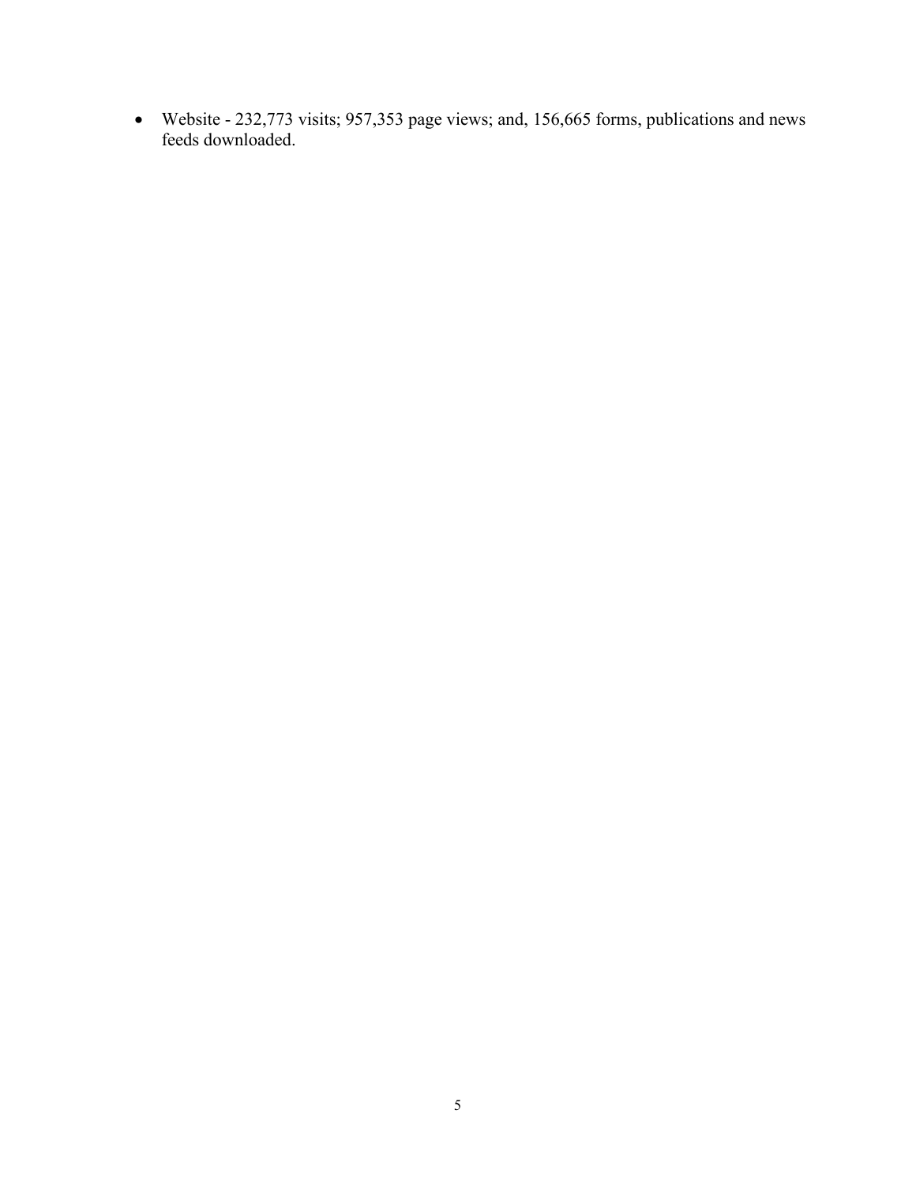- Website - 232,773 visits; 957,353 page views; and, 156,665 forms, publications and news feeds downloaded.